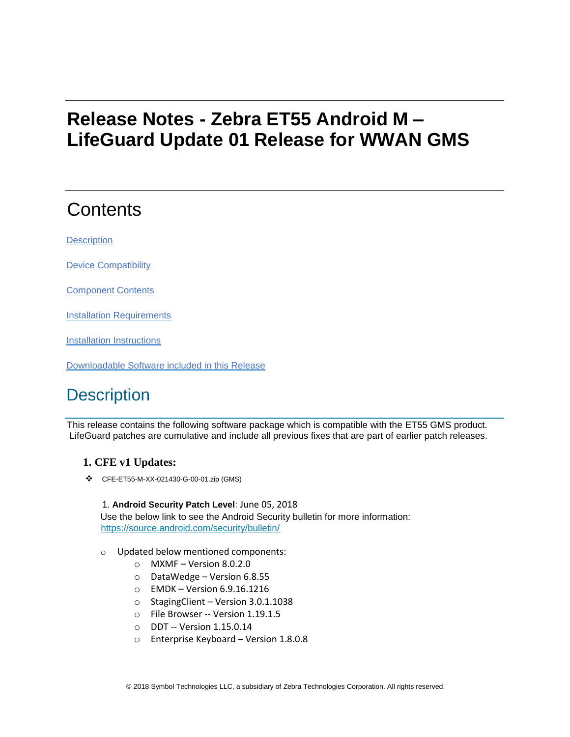# Release Notes - Zebra ET55 Android M – LifeGuard Update 01 Release for WWAN GMS

## Contents

[Description](#description)

[Device Compatibility](#device-compatibility)

[Component Contents](#component-contents)

[Installation Requirements](#installation-requirements)

[Installation Instructions](#installation-instructions)

[Downloadable Software included in this Release](#downloadable-software-included-in-this-release)

## Description

This release contains the following software package which is compatible with the ET55 GMS product. LifeGuard patches are cumulative and include all previous fixes that are part of earlier patch releases.

### 1. CFE v1 Updates:

- CFE-ET55-M-XX-021430-G-00-01.zip (GMS)

1. **Android Security Patch Level**: June 05, 2018
Use the below link to see the Android Security bulletin for more information: [https://source.android.com/security/bulletin/](https://source.android.com/security/bulletin/)

- Updated below mentioned components:
  - MXMF – Version 8.0.2.0
  - DataWedge – Version 6.8.55
  - EMDK – Version 6.9.16.1216
  - StagingClient – Version 3.0.1.1038
  - File Browser -- Version 1.19.1.5
  - DDT -- Version 1.15.0.14
  - Enterprise Keyboard – Version 1.8.0.8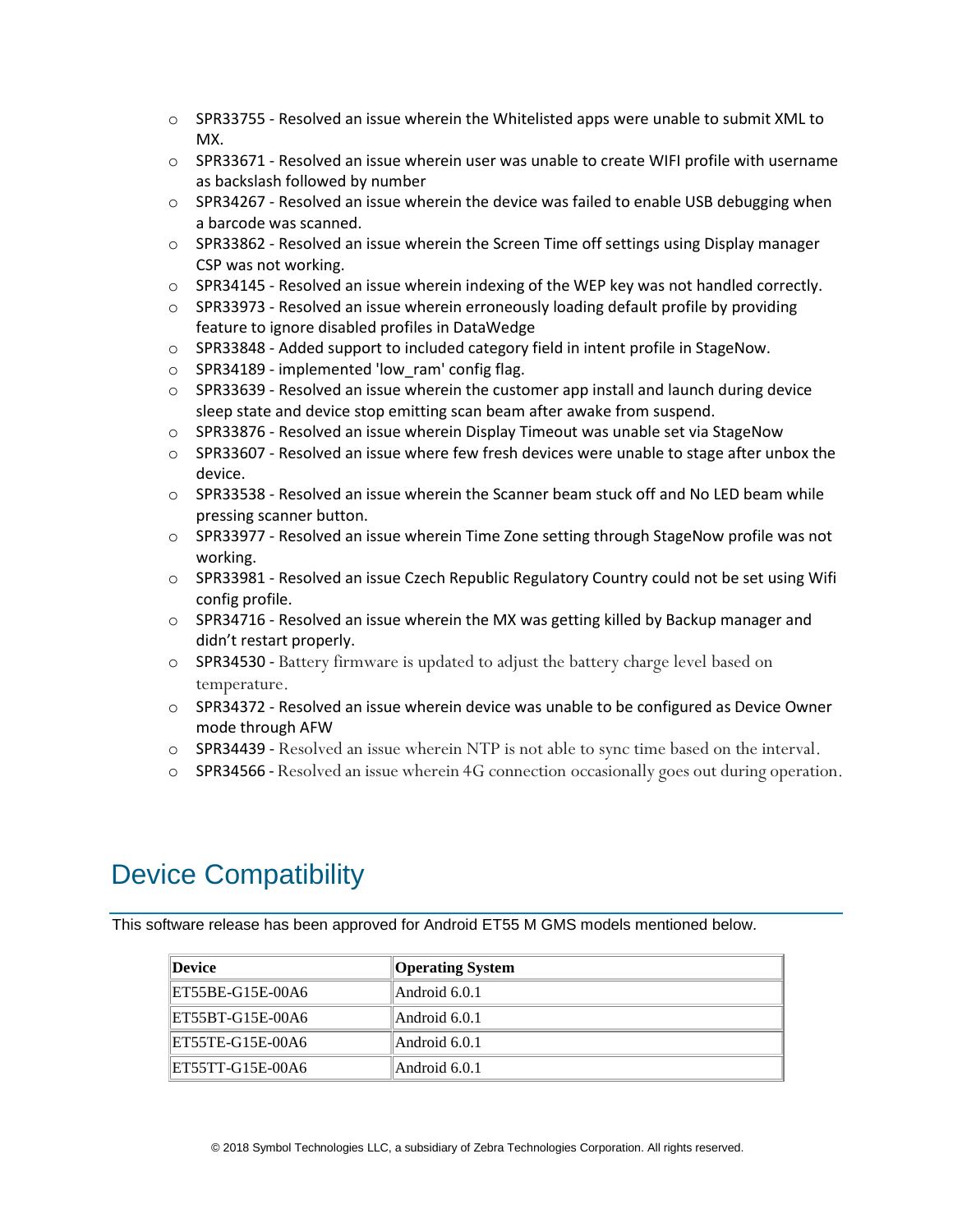- SPR33755 - Resolved an issue wherein the Whitelisted apps were unable to submit XML to MX.
- SPR33671 - Resolved an issue wherein user was unable to create WIFI profile with username as backslash followed by number
- SPR34267 - Resolved an issue wherein the device was failed to enable USB debugging when a barcode was scanned.
- SPR33862 - Resolved an issue wherein the Screen Time off settings using Display manager CSP was not working.
- SPR34145 - Resolved an issue wherein indexing of the WEP key was not handled correctly.
- SPR33973 - Resolved an issue wherein erroneously loading default profile by providing feature to ignore disabled profiles in DataWedge
- SPR33848 - Added support to included category field in intent profile in StageNow.
- SPR34189 - implemented 'low_ram' config flag.
- SPR33639 - Resolved an issue wherein the customer app install and launch during device sleep state and device stop emitting scan beam after awake from suspend.
- SPR33876 - Resolved an issue wherein Display Timeout was unable set via StageNow
- SPR33607 - Resolved an issue where few fresh devices were unable to stage after unbox the device.
- SPR33538 - Resolved an issue wherein the Scanner beam stuck off and No LED beam while pressing scanner button.
- SPR33977 - Resolved an issue wherein Time Zone setting through StageNow profile was not working.
- SPR33981 - Resolved an issue Czech Republic Regulatory Country could not be set using Wifi config profile.
- SPR34716 - Resolved an issue wherein the MX was getting killed by Backup manager and didn't restart properly.
- SPR34530 - Battery firmware is updated to adjust the battery charge level based on temperature.
- SPR34372 - Resolved an issue wherein device was unable to be configured as Device Owner mode through AFW
- SPR34439 - Resolved an issue wherein NTP is not able to sync time based on the interval.
- SPR34566 - Resolved an issue wherein 4G connection occasionally goes out during operation.

## Device Compatibility

This software release has been approved for Android ET55 M GMS models mentioned below.

| Device | Operating System |
| --- | --- |
| ET55BE-G15E-00A6 | Android 6.0.1 |
| ET55BT-G15E-00A6 | Android 6.0.1 |
| ET55TE-G15E-00A6 | Android 6.0.1 |
| ET55TT-G15E-00A6 | Android 6.0.1 |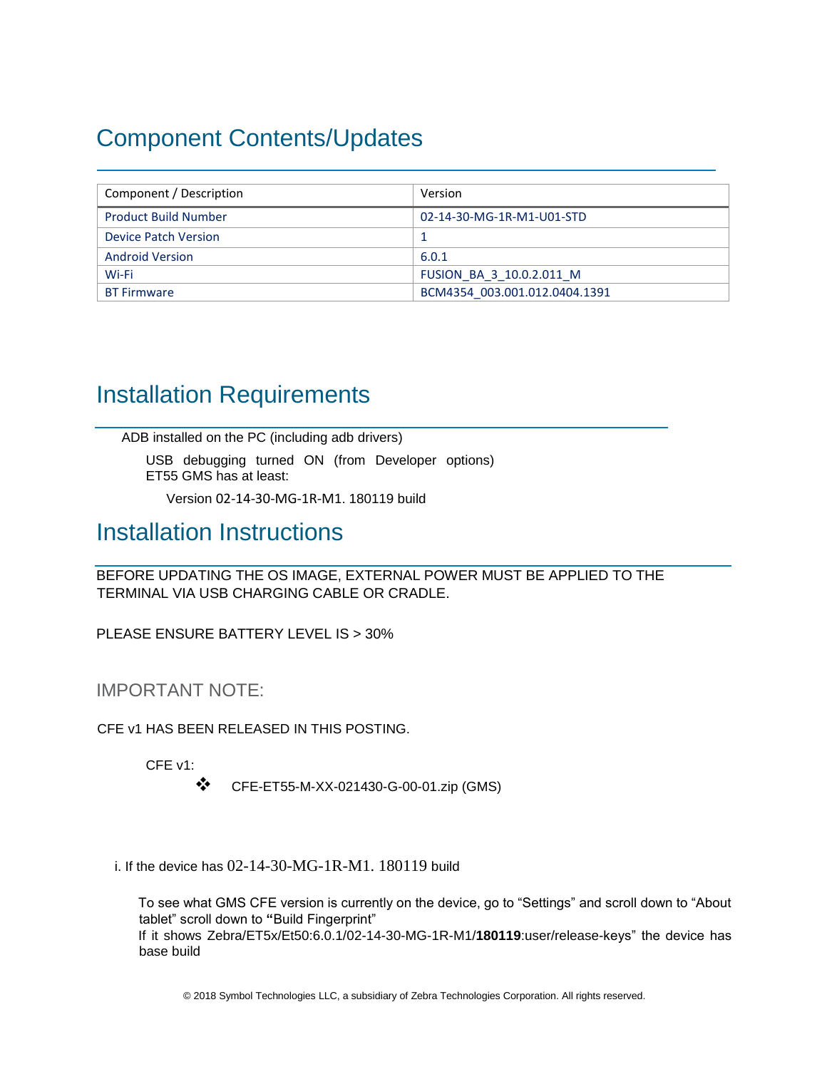## Component Contents/Updates

| Component / Description | Version |
|---|---|
| Product Build Number | 02-14-30-MG-1R-M1-U01-STD |
| Device Patch Version | 1 |
| Android Version | 6.0.1 |
| Wi-Fi | FUSION_BA_3_10.0.2.011_M |
| BT Firmware | BCM4354_003.001.012.0404.1391 |

## Installation Requirements

ADB installed on the PC (including adb drivers)

USB debugging turned ON (from Developer options)
ET55 GMS has at least:

Version 02-14-30-MG-1R-M1. 180119 build

## Installation Instructions

BEFORE UPDATING THE OS IMAGE, EXTERNAL POWER MUST BE APPLIED TO THE TERMINAL VIA USB CHARGING CABLE OR CRADLE.

PLEASE ENSURE BATTERY LEVEL IS > 30%

### IMPORTANT NOTE:

CFE v1 HAS BEEN RELEASED IN THIS POSTING.

CFE v1:

- CFE-ET55-M-XX-021430-G-00-01.zip (GMS)

i. If the device has 02-14-30-MG-1R-M1. 180119 build

To see what GMS CFE version is currently on the device, go to "Settings" and scroll down to "About tablet" scroll down to "Build Fingerprint"
If it shows Zebra/ET5x/Et50:6.0.1/02-14-30-MG-1R-M1/**180119**:user/release-keys" the device has base build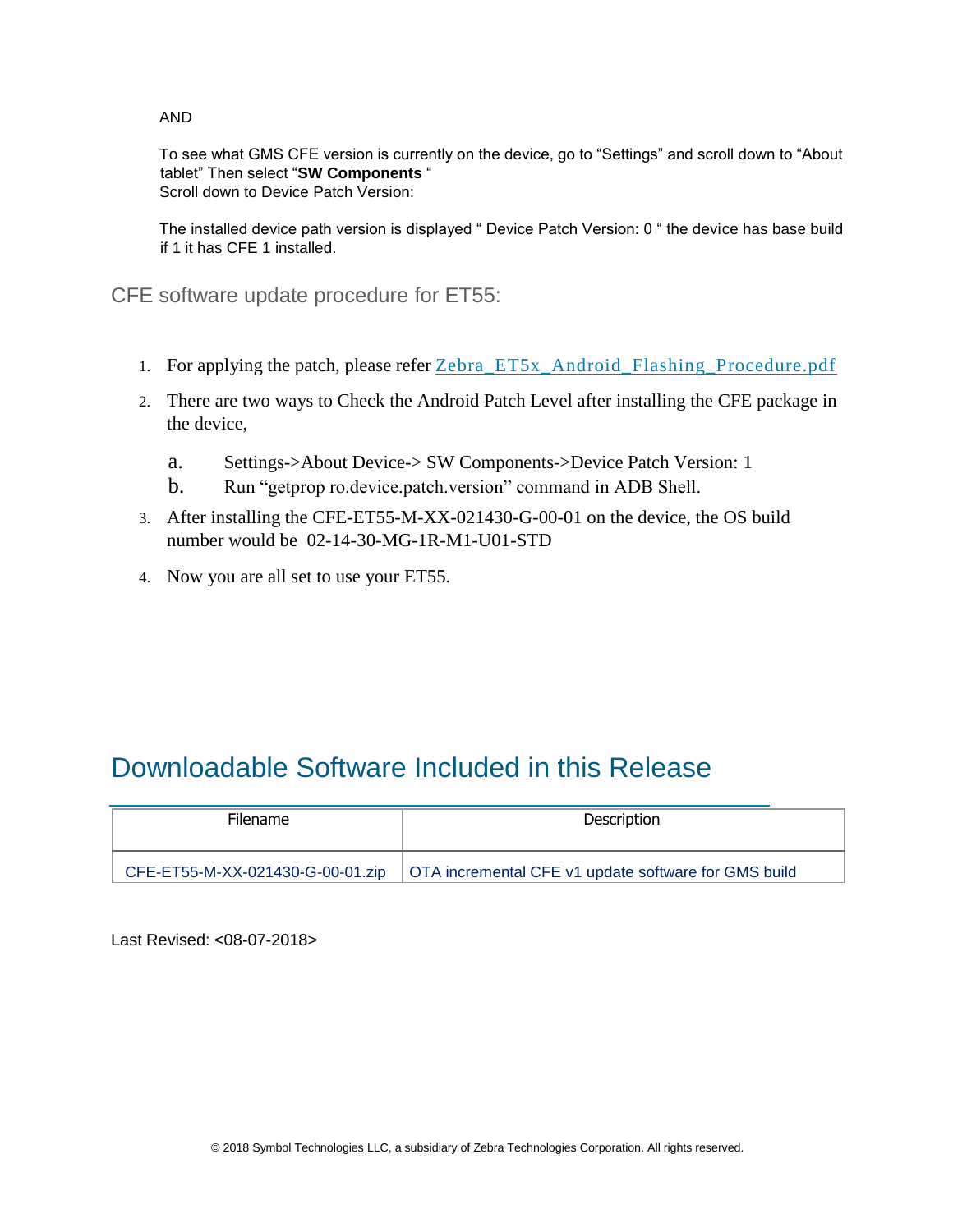AND

To see what GMS CFE version is currently on the device, go to “Settings” and scroll down to “About tablet” Then select “**SW Components** “
Scroll down to Device Patch Version:

The installed device path version is displayed “ Device Patch Version: 0 “ the device has base build if 1 it has CFE 1 installed.

### CFE software update procedure for ET55:

1. For applying the patch, please refer Zebra_ET5x_Android_Flashing_Procedure.pdf
2. There are two ways to Check the Android Patch Level after installing the CFE package in the device,
   a. Settings->About Device-> SW Components->Device Patch Version: 1
   b. Run “getprop ro.device.patch.version” command in ADB Shell.
3. After installing the CFE-ET55-M-XX-021430-G-00-01 on the device, the OS build number would be 02-14-30-MG-1R-M1-U01-STD
4. Now you are all set to use your ET55.

## Downloadable Software Included in this Release

| Filename | Description |
| --- | --- |
| CFE-ET55-M-XX-021430-G-00-01.zip | OTA incremental CFE v1 update software for GMS build |

Last Revised: <08-07-2018>

© 2018 Symbol Technologies LLC, a subsidiary of Zebra Technologies Corporation. All rights reserved.